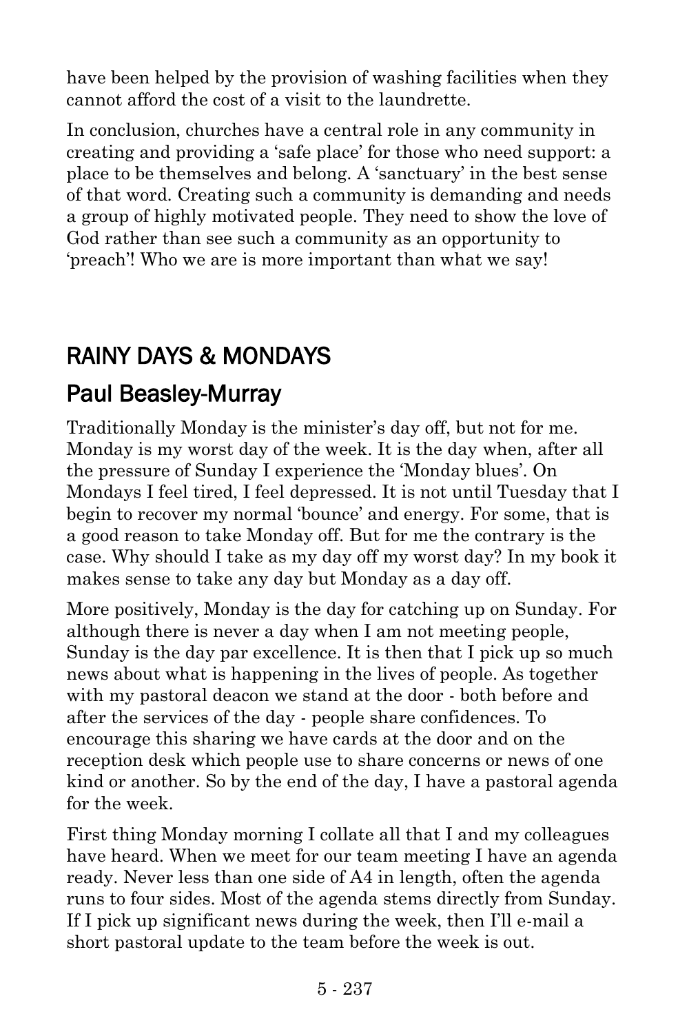have been helped by the provision of washing facilities when they cannot afford the cost of a visit to the laundrette.

In conclusion, churches have a central role in any community in creating and providing a 'safe place' for those who need support: a place to be themselves and belong. A 'sanctuary' in the best sense of that word. Creating such a community is demanding and needs a group of highly motivated people. They need to show the love of God rather than see such a community as an opportunity to 'preach'! Who we are is more important than what we say!

## RAINY DAYS & MONDAYS

## Paul Beasley-Murray

Traditionally Monday is the minister's day off, but not for me. Monday is my worst day of the week. It is the day when, after all the pressure of Sunday I experience the 'Monday blues'. On Mondays I feel tired, I feel depressed. It is not until Tuesday that I begin to recover my normal 'bounce' and energy. For some, that is a good reason to take Monday off. But for me the contrary is the case. Why should I take as my day off my worst day? In my book it makes sense to take any day but Monday as a day off.

More positively, Monday is the day for catching up on Sunday. For although there is never a day when I am not meeting people, Sunday is the day par excellence. It is then that I pick up so much news about what is happening in the lives of people. As together with my pastoral deacon we stand at the door - both before and after the services of the day - people share confidences. To encourage this sharing we have cards at the door and on the reception desk which people use to share concerns or news of one kind or another. So by the end of the day, I have a pastoral agenda for the week.

First thing Monday morning I collate all that I and my colleagues have heard. When we meet for our team meeting I have an agenda ready. Never less than one side of A4 in length, often the agenda runs to four sides. Most of the agenda stems directly from Sunday. If I pick up significant news during the week, then I'll e-mail a short pastoral update to the team before the week is out.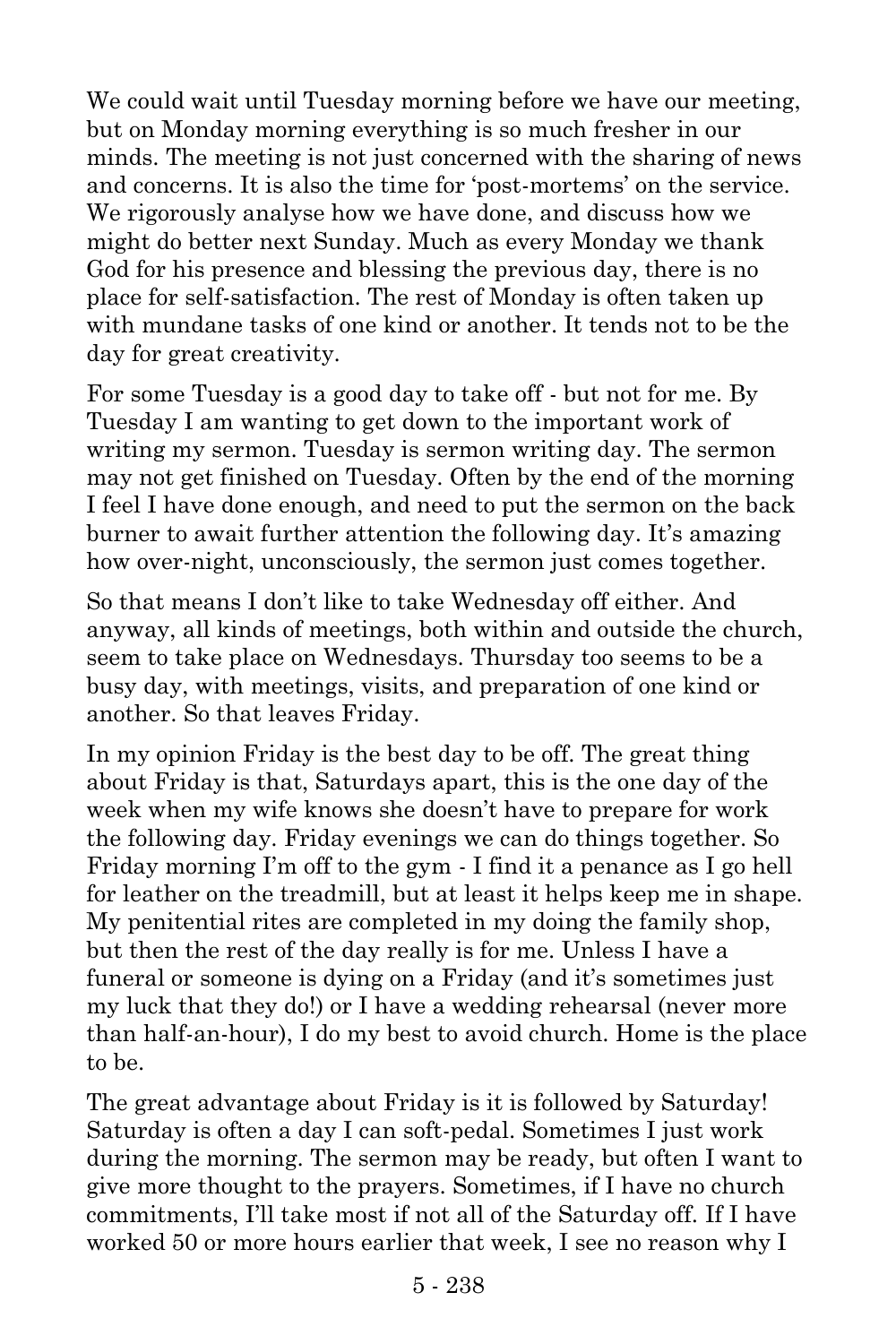We could wait until Tuesday morning before we have our meeting, but on Monday morning everything is so much fresher in our minds. The meeting is not just concerned with the sharing of news and concerns. It is also the time for 'post-mortems' on the service. We rigorously analyse how we have done, and discuss how we might do better next Sunday. Much as every Monday we thank God for his presence and blessing the previous day, there is no place for self-satisfaction. The rest of Monday is often taken up with mundane tasks of one kind or another. It tends not to be the day for great creativity.

For some Tuesday is a good day to take off - but not for me. By Tuesday I am wanting to get down to the important work of writing my sermon. Tuesday is sermon writing day. The sermon may not get finished on Tuesday. Often by the end of the morning I feel I have done enough, and need to put the sermon on the back burner to await further attention the following day. It's amazing how over-night, unconsciously, the sermon just comes together.

So that means I don't like to take Wednesday off either. And anyway, all kinds of meetings, both within and outside the church, seem to take place on Wednesdays. Thursday too seems to be a busy day, with meetings, visits, and preparation of one kind or another. So that leaves Friday.

In my opinion Friday is the best day to be off. The great thing about Friday is that, Saturdays apart, this is the one day of the week when my wife knows she doesn't have to prepare for work the following day. Friday evenings we can do things together. So Friday morning I'm off to the gym - I find it a penance as I go hell for leather on the treadmill, but at least it helps keep me in shape. My penitential rites are completed in my doing the family shop, but then the rest of the day really is for me. Unless I have a funeral or someone is dying on a Friday (and it's sometimes just my luck that they do!) or I have a wedding rehearsal (never more than half-an-hour), I do my best to avoid church. Home is the place to be.

The great advantage about Friday is it is followed by Saturday! Saturday is often a day I can soft-pedal. Sometimes I just work during the morning. The sermon may be ready, but often I want to give more thought to the prayers. Sometimes, if I have no church commitments, I'll take most if not all of the Saturday off. If I have worked 50 or more hours earlier that week, I see no reason why I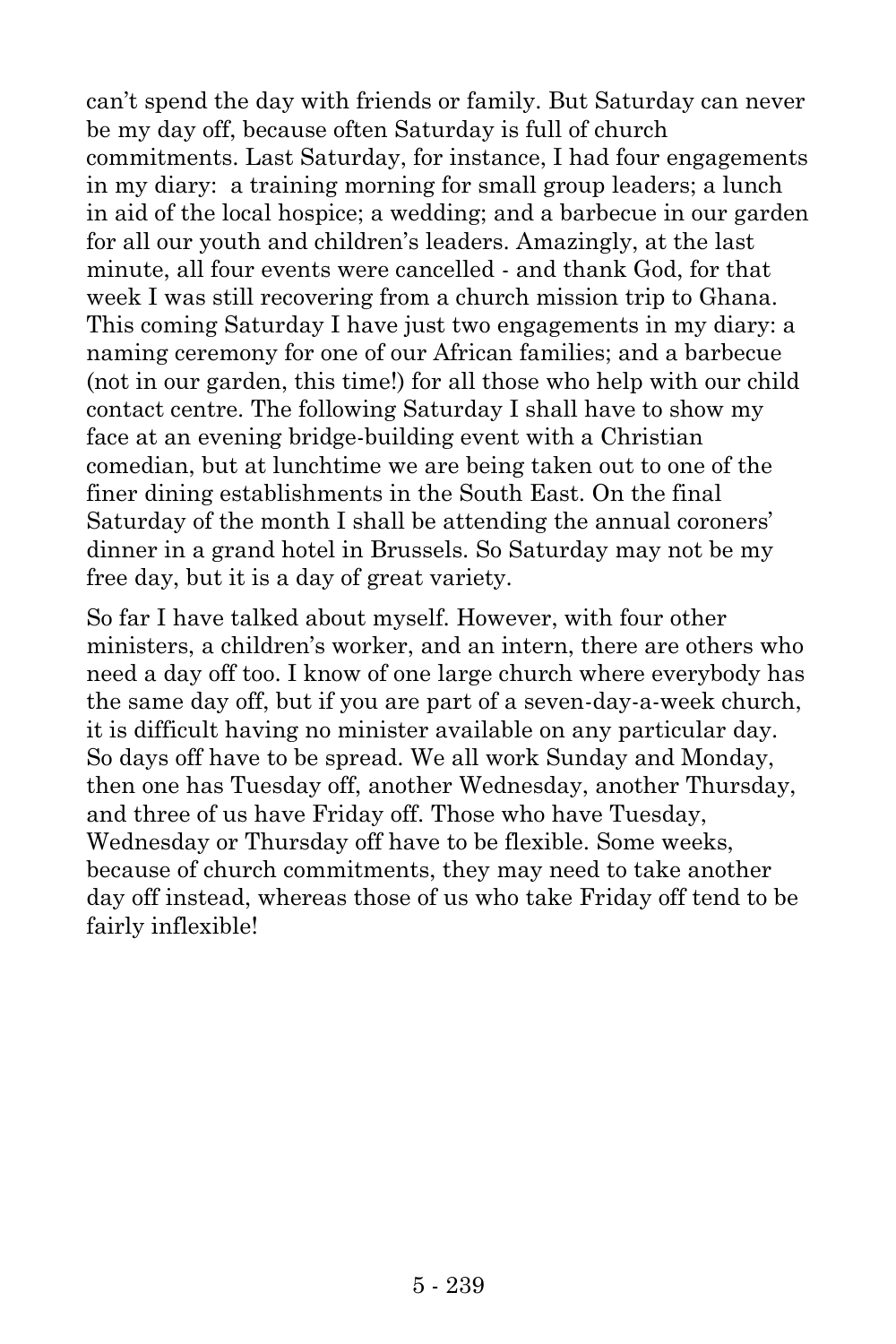can't spend the day with friends or family. But Saturday can never be my day off, because often Saturday is full of church commitments. Last Saturday, for instance, I had four engagements in my diary:  a training morning for small group leaders; a lunch in aid of the local hospice; a wedding; and a barbecue in our garden for all our youth and children's leaders. Amazingly, at the last minute, all four events were cancelled - and thank God, for that week I was still recovering from a church mission trip to Ghana. This coming Saturday I have just two engagements in my diary: a naming ceremony for one of our African families; and a barbecue (not in our garden, this time!) for all those who help with our child contact centre. The following Saturday I shall have to show my face at an evening bridge-building event with a Christian comedian, but at lunchtime we are being taken out to one of the finer dining establishments in the South East. On the final Saturday of the month I shall be attending the annual coroners' dinner in a grand hotel in Brussels. So Saturday may not be my free day, but it is a day of great variety.

So far I have talked about myself. However, with four other ministers, a children's worker, and an intern, there are others who need a day off too. I know of one large church where everybody has the same day off, but if you are part of a seven-day-a-week church, it is difficult having no minister available on any particular day. So days off have to be spread. We all work Sunday and Monday, then one has Tuesday off, another Wednesday, another Thursday, and three of us have Friday off. Those who have Tuesday, Wednesday or Thursday off have to be flexible. Some weeks, because of church commitments, they may need to take another day off instead, whereas those of us who take Friday off tend to be fairly inflexible!